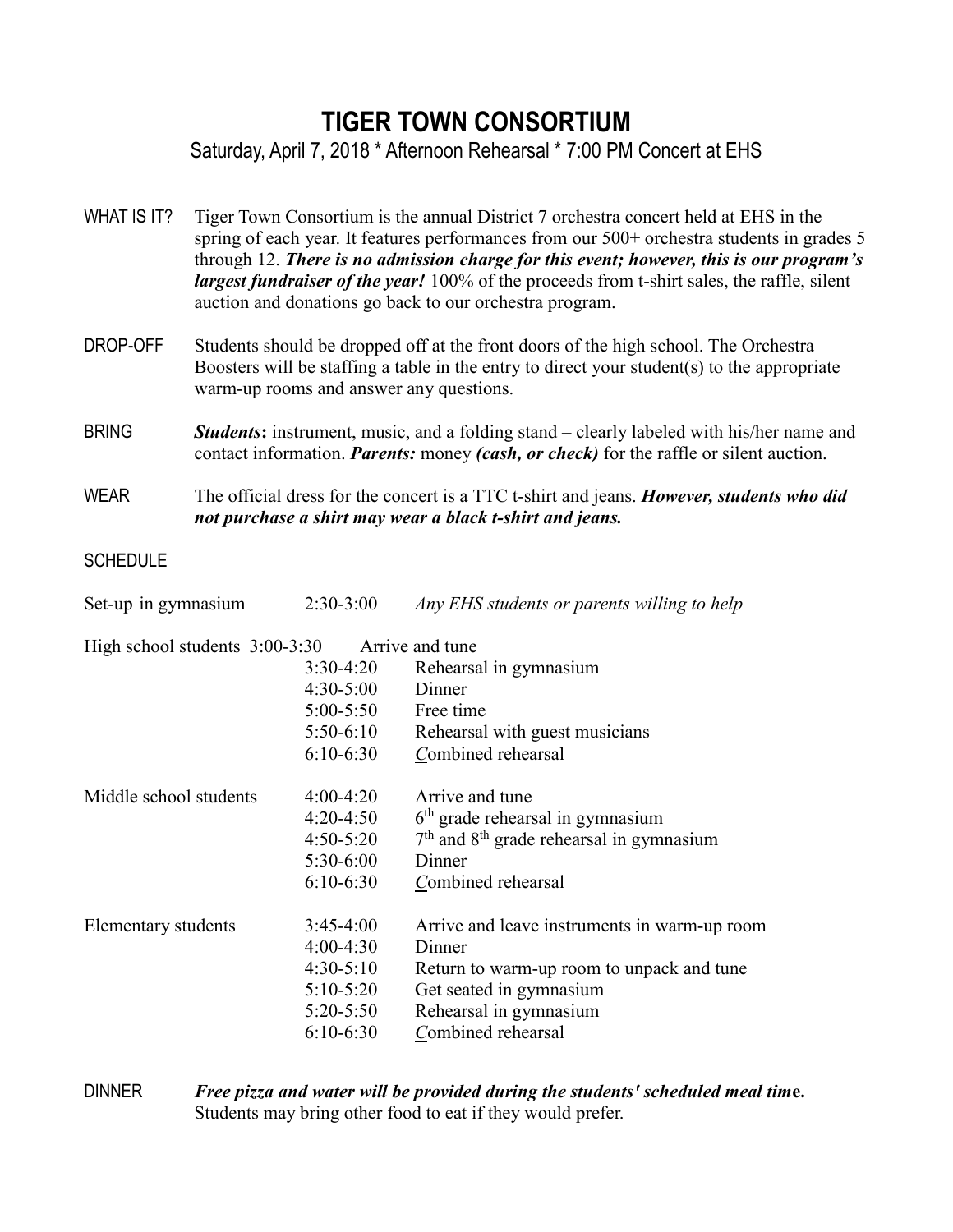# TIGER TOWN CONSORTIUM

Saturday, April 7, 2018 * Afternoon Rehearsal * 7:00 PM Concert at EHS

**WHAT IS IT?** Tiger Town Consortium is the annual District 7 orchestra concert held at EHS in the spring of each year. It features performances from our 500+ orchestra students in grades 5 through 12. ***There is no admission charge for this event; however, this is our program's largest fundraiser of the year!*** 100% of the proceeds from t-shirt sales, the raffle, silent auction and donations go back to our orchestra program.

**DROP-OFF** Students should be dropped off at the front doors of the high school. The Orchestra Boosters will be staffing a table in the entry to direct your student(s) to the appropriate warm-up rooms and answer any questions.

**BRING** ***Students*:** instrument, music, and a folding stand – clearly labeled with his/her name and contact information. ***Parents:*** money ***(cash, or check)*** for the raffle or silent auction.

**WEAR** The official dress for the concert is a TTC t-shirt and jeans. ***However, students who did not purchase a shirt may wear a black t-shirt and jeans.***

**SCHEDULE**

| | | |
|---|---|---|
| Set-up in gymnasium | 2:30-3:00 | *Any EHS students or parents willing to help* |
| High school students | 3:00-3:30 | Arrive and tune |
| | 3:30-4:20 | Rehearsal in gymnasium |
| | 4:30-5:00 | Dinner |
| | 5:00-5:50 | Free time |
| | 5:50-6:10 | Rehearsal with guest musicians |
| | 6:10-6:30 | Combined rehearsal |
| Middle school students | 4:00-4:20 | Arrive and tune |
| | 4:20-4:50 | 6th grade rehearsal in gymnasium |
| | 4:50-5:20 | 7th and 8th grade rehearsal in gymnasium |
| | 5:30-6:00 | Dinner |
| | 6:10-6:30 | Combined rehearsal |
| Elementary students | 3:45-4:00 | Arrive and leave instruments in warm-up room |
| | 4:00-4:30 | Dinner |
| | 4:30-5:10 | Return to warm-up room to unpack and tune |
| | 5:10-5:20 | Get seated in gymnasium |
| | 5:20-5:50 | Rehearsal in gymnasium |
| | 6:10-6:30 | Combined rehearsal |

**DINNER** ***Free pizza and water will be provided during the students' scheduled meal time.*** Students may bring other food to eat if they would prefer.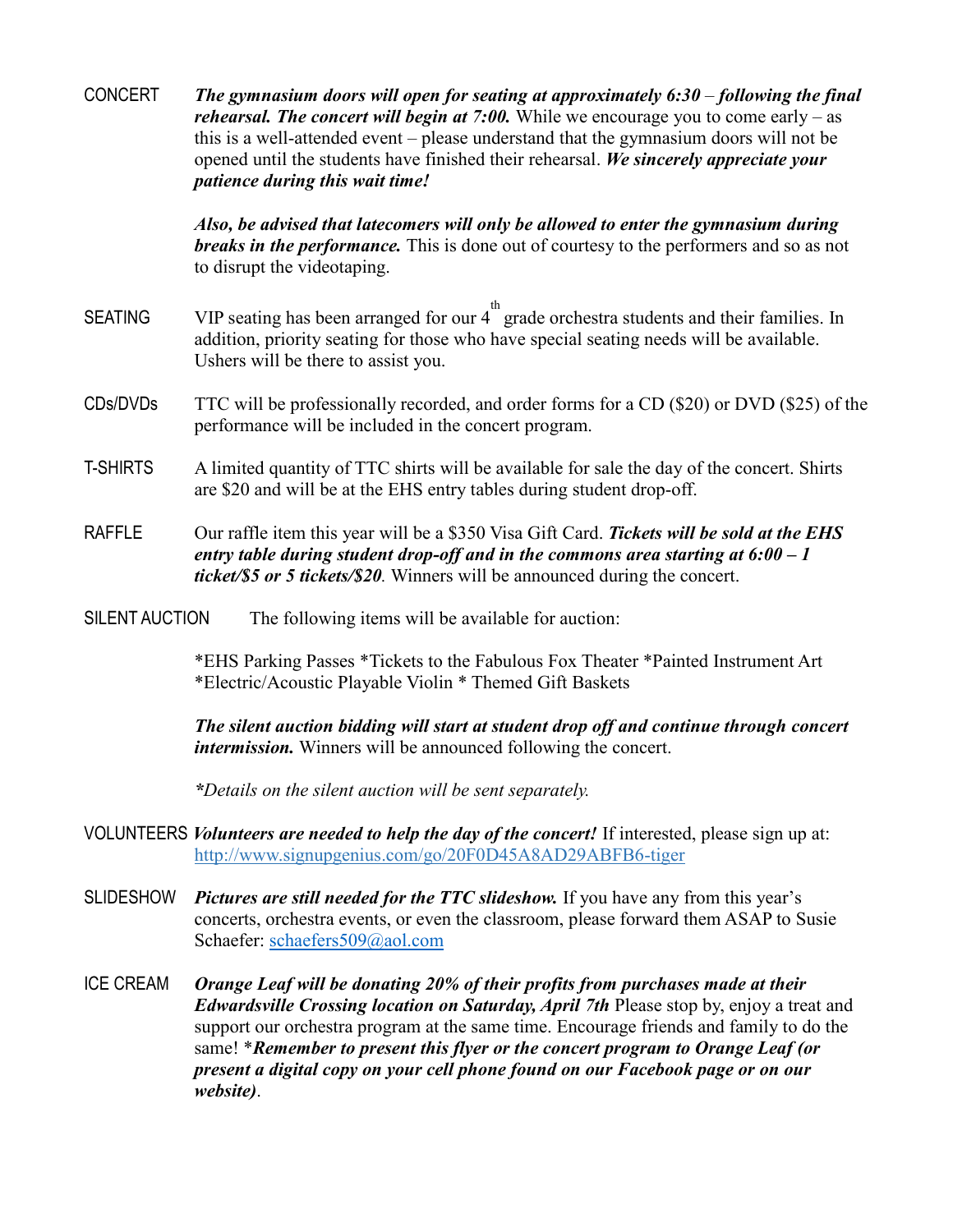CONCERT ***The gymnasium doors will open for seating at approximately 6:30*** – ***following the final rehearsal. The concert will begin at 7:00.*** While we encourage you to come early – as this is a well-attended event – please understand that the gymnasium doors will not be opened until the students have finished their rehearsal. ***We sincerely appreciate your patience during this wait time!***

***Also, be advised that latecomers will only be allowed to enter the gymnasium during breaks in the performance.*** This is done out of courtesy to the performers and so as not to disrupt the videotaping.

SEATING VIP seating has been arranged for our 4th grade orchestra students and their families. In addition, priority seating for those who have special seating needs will be available. Ushers will be there to assist you.

CDs/DVDs TTC will be professionally recorded, and order forms for a CD ($20) or DVD ($25) of the performance will be included in the concert program.

T-SHIRTS A limited quantity of TTC shirts will be available for sale the day of the concert. Shirts are $20 and will be at the EHS entry tables during student drop-off.

RAFFLE Our raffle item this year will be a $350 Visa Gift Card. ***Tickets will be sold at the EHS entry table during student drop-off and in the commons area starting at 6:00 – 1 ticket/$5 or 5 tickets/$20***. Winners will be announced during the concert.

SILENT AUCTION The following items will be available for auction:

*EHS Parking Passes *Tickets to the Fabulous Fox Theater *Painted Instrument Art *Electric/Acoustic Playable Violin * Themed Gift Baskets

***The silent auction bidding will start at student drop off and continue through concert intermission.*** Winners will be announced following the concert.

****Details on the silent auction will be sent separately.***

VOLUNTEERS ***Volunteers are needed to help the day of the concert!*** If interested, please sign up at: http://www.signupgenius.com/go/20F0D45A8AD29ABFB6-tiger

SLIDESHOW ***Pictures are still needed for the TTC slideshow.*** If you have any from this year's concerts, orchestra events, or even the classroom, please forward them ASAP to Susie Schaefer: schaefers509@aol.com

ICE CREAM ***Orange Leaf will be donating 20% of their profits from purchases made at their Edwardsville Crossing location on Saturday, April 7th*** Please stop by, enjoy a treat and support our orchestra program at the same time. Encourage friends and family to do the same! *_**Remember to present this flyer or the concert program to Orange Leaf (or present a digital copy on your cell phone found on our Facebook page or on our website)**_.